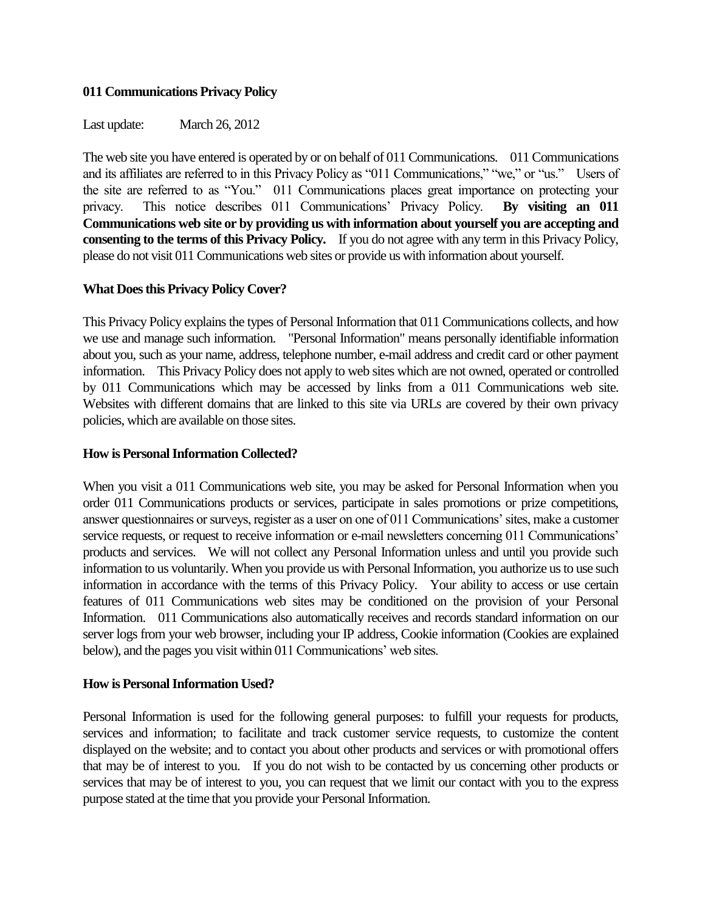**011 Communications Privacy Policy**

Last update: March 26, 2012

The web site you have entered is operated by or on behalf of 011 Communications. 011 Communications and its affiliates are referred to in this Privacy Policy as "011 Communications," "we," or "us." Users of the site are referred to as "You." 011 Communications places great importance on protecting your privacy. This notice describes 011 Communications' Privacy Policy. **By visiting an 011 Communications web site or by providing us with information about yourself you are accepting and consenting to the terms of this Privacy Policy.** If you do not agree with any term in this Privacy Policy, please do not visit 011 Communications web sites or provide us with information about yourself.

**What Does this Privacy Policy Cover?**

This Privacy Policy explains the types of Personal Information that 011 Communications collects, and how we use and manage such information. "Personal Information" means personally identifiable information about you, such as your name, address, telephone number, e-mail address and credit card or other payment information. This Privacy Policy does not apply to web sites which are not owned, operated or controlled by 011 Communications which may be accessed by links from a 011 Communications web site. Websites with different domains that are linked to this site via URLs are covered by their own privacy policies, which are available on those sites.

**How is Personal Information Collected?**

When you visit a 011 Communications web site, you may be asked for Personal Information when you order 011 Communications products or services, participate in sales promotions or prize competitions, answer questionnaires or surveys, register as a user on one of 011 Communications' sites, make a customer service requests, or request to receive information or e-mail newsletters concerning 011 Communications' products and services. We will not collect any Personal Information unless and until you provide such information to us voluntarily. When you provide us with Personal Information, you authorize us to use such information in accordance with the terms of this Privacy Policy. Your ability to access or use certain features of 011 Communications web sites may be conditioned on the provision of your Personal Information. 011 Communications also automatically receives and records standard information on our server logs from your web browser, including your IP address, Cookie information (Cookies are explained below), and the pages you visit within 011 Communications' web sites.

**How is Personal Information Used?**

Personal Information is used for the following general purposes: to fulfill your requests for products, services and information; to facilitate and track customer service requests, to customize the content displayed on the website; and to contact you about other products and services or with promotional offers that may be of interest to you. If you do not wish to be contacted by us concerning other products or services that may be of interest to you, you can request that we limit our contact with you to the express purpose stated at the time that you provide your Personal Information.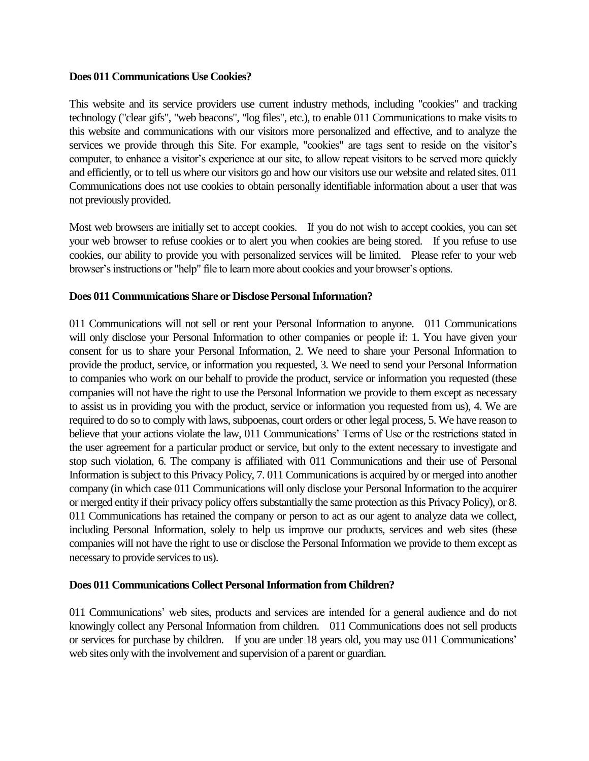**Does 011 Communications Use Cookies?**

This website and its service providers use current industry methods, including "cookies" and tracking technology ("clear gifs", "web beacons", "log files", etc.), to enable 011 Communications to make visits to this website and communications with our visitors more personalized and effective, and to analyze the services we provide through this Site. For example, "cookies" are tags sent to reside on the visitor's computer, to enhance a visitor's experience at our site, to allow repeat visitors to be served more quickly and efficiently, or to tell us where our visitors go and how our visitors use our website and related sites. 011 Communications does not use cookies to obtain personally identifiable information about a user that was not previously provided.

Most web browsers are initially set to accept cookies. If you do not wish to accept cookies, you can set your web browser to refuse cookies or to alert you when cookies are being stored. If you refuse to use cookies, our ability to provide you with personalized services will be limited. Please refer to your web browser's instructions or "help" file to learn more about cookies and your browser's options.

**Does 011 Communications Share or Disclose Personal Information?**

011 Communications will not sell or rent your Personal Information to anyone. 011 Communications will only disclose your Personal Information to other companies or people if: 1. You have given your consent for us to share your Personal Information, 2. We need to share your Personal Information to provide the product, service, or information you requested, 3. We need to send your Personal Information to companies who work on our behalf to provide the product, service or information you requested (these companies will not have the right to use the Personal Information we provide to them except as necessary to assist us in providing you with the product, service or information you requested from us), 4. We are required to do so to comply with laws, subpoenas, court orders or other legal process, 5. We have reason to believe that your actions violate the law, 011 Communications' Terms of Use or the restrictions stated in the user agreement for a particular product or service, but only to the extent necessary to investigate and stop such violation, 6. The company is affiliated with 011 Communications and their use of Personal Information is subject to this Privacy Policy, 7. 011 Communications is acquired by or merged into another company (in which case 011 Communications will only disclose your Personal Information to the acquirer or merged entity if their privacy policy offers substantially the same protection as this Privacy Policy), or 8. 011 Communications has retained the company or person to act as our agent to analyze data we collect, including Personal Information, solely to help us improve our products, services and web sites (these companies will not have the right to use or disclose the Personal Information we provide to them except as necessary to provide services to us).

**Does 011 Communications Collect Personal Information from Children?**

011 Communications' web sites, products and services are intended for a general audience and do not knowingly collect any Personal Information from children. 011 Communications does not sell products or services for purchase by children. If you are under 18 years old, you may use 011 Communications' web sites only with the involvement and supervision of a parent or guardian.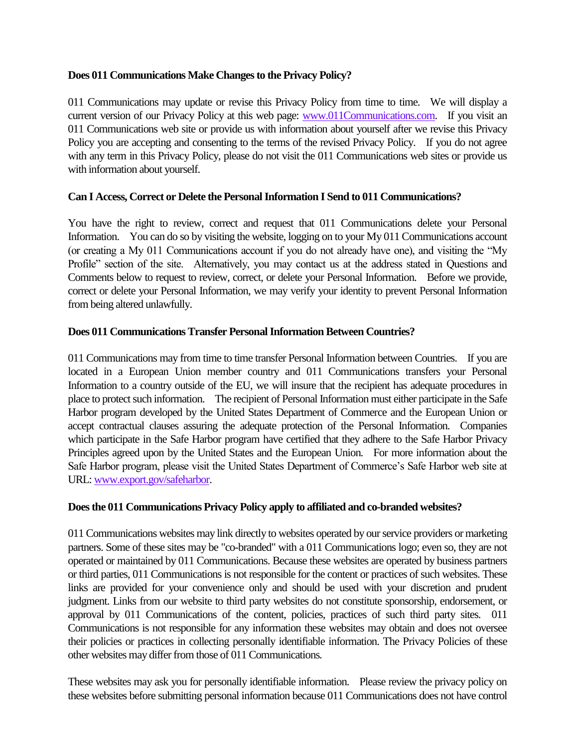**Does 011 Communications Make Changes to the Privacy Policy?**

011 Communications may update or revise this Privacy Policy from time to time. We will display a current version of our Privacy Policy at this web page: www.011Communications.com. If you visit an 011 Communications web site or provide us with information about yourself after we revise this Privacy Policy you are accepting and consenting to the terms of the revised Privacy Policy. If you do not agree with any term in this Privacy Policy, please do not visit the 011 Communications web sites or provide us with information about yourself.

**Can I Access, Correct or Delete the Personal Information I Send to 011 Communications?**

You have the right to review, correct and request that 011 Communications delete your Personal Information. You can do so by visiting the website, logging on to your My 011 Communications account (or creating a My 011 Communications account if you do not already have one), and visiting the "My Profile" section of the site. Alternatively, you may contact us at the address stated in Questions and Comments below to request to review, correct, or delete your Personal Information. Before we provide, correct or delete your Personal Information, we may verify your identity to prevent Personal Information from being altered unlawfully.

**Does 011 Communications Transfer Personal Information Between Countries?**

011 Communications may from time to time transfer Personal Information between Countries. If you are located in a European Union member country and 011 Communications transfers your Personal Information to a country outside of the EU, we will insure that the recipient has adequate procedures in place to protect such information. The recipient of Personal Information must either participate in the Safe Harbor program developed by the United States Department of Commerce and the European Union or accept contractual clauses assuring the adequate protection of the Personal Information. Companies which participate in the Safe Harbor program have certified that they adhere to the Safe Harbor Privacy Principles agreed upon by the United States and the European Union. For more information about the Safe Harbor program, please visit the United States Department of Commerce's Safe Harbor web site at URL: www.export.gov/safeharbor.

**Does the 011 Communications Privacy Policy apply to affiliated and co-branded websites?**

011 Communications websites may link directly to websites operated by our service providers or marketing partners. Some of these sites may be "co-branded" with a 011 Communications logo; even so, they are not operated or maintained by 011 Communications. Because these websites are operated by business partners or third parties, 011 Communications is not responsible for the content or practices of such websites. These links are provided for your convenience only and should be used with your discretion and prudent judgment. Links from our website to third party websites do not constitute sponsorship, endorsement, or approval by 011 Communications of the content, policies, practices of such third party sites. 011 Communications is not responsible for any information these websites may obtain and does not oversee their policies or practices in collecting personally identifiable information. The Privacy Policies of these other websites may differ from those of 011 Communications.

These websites may ask you for personally identifiable information. Please review the privacy policy on these websites before submitting personal information because 011 Communications does not have control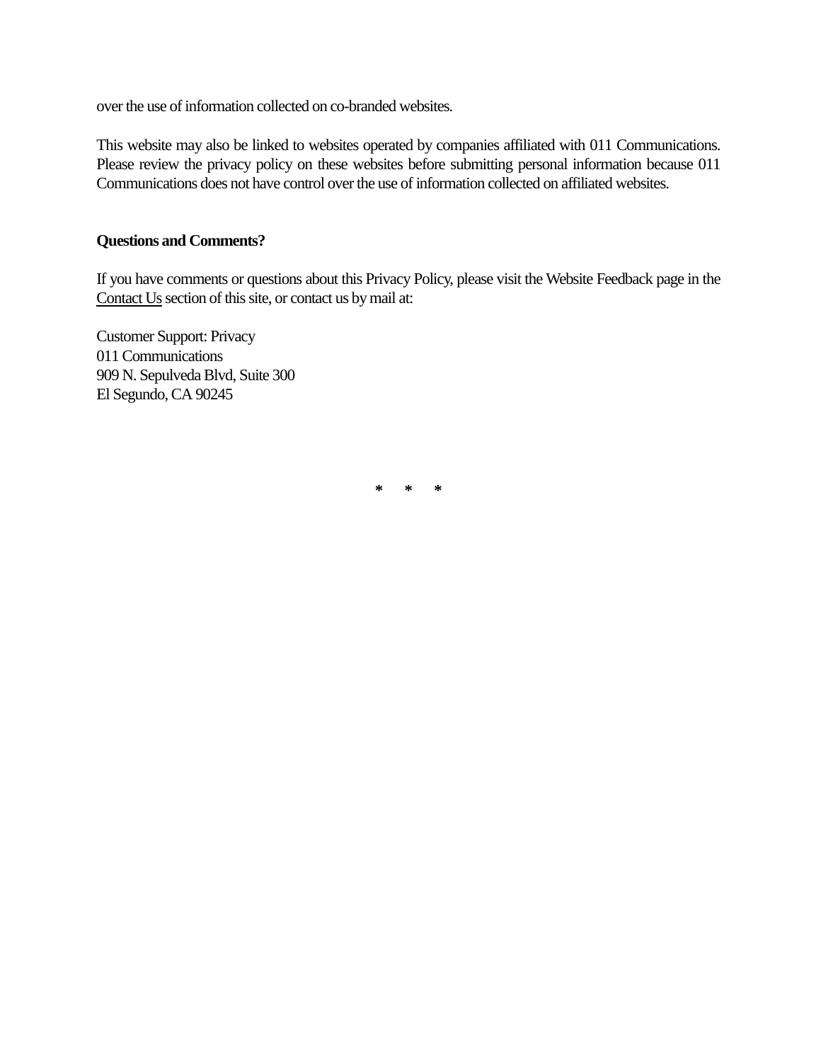over the use of information collected on co-branded websites.

This website may also be linked to websites operated by companies affiliated with 011 Communications. Please review the privacy policy on these websites before submitting personal information because 011 Communications does not have control over the use of information collected on affiliated websites.

**Questions and Comments?**

If you have comments or questions about this Privacy Policy, please visit the Website Feedback page in the Contact Us section of this site, or contact us by mail at:

Customer Support: Privacy
011 Communications
909 N. Sepulveda Blvd, Suite 300
El Segundo, CA 90245

\* \* \*